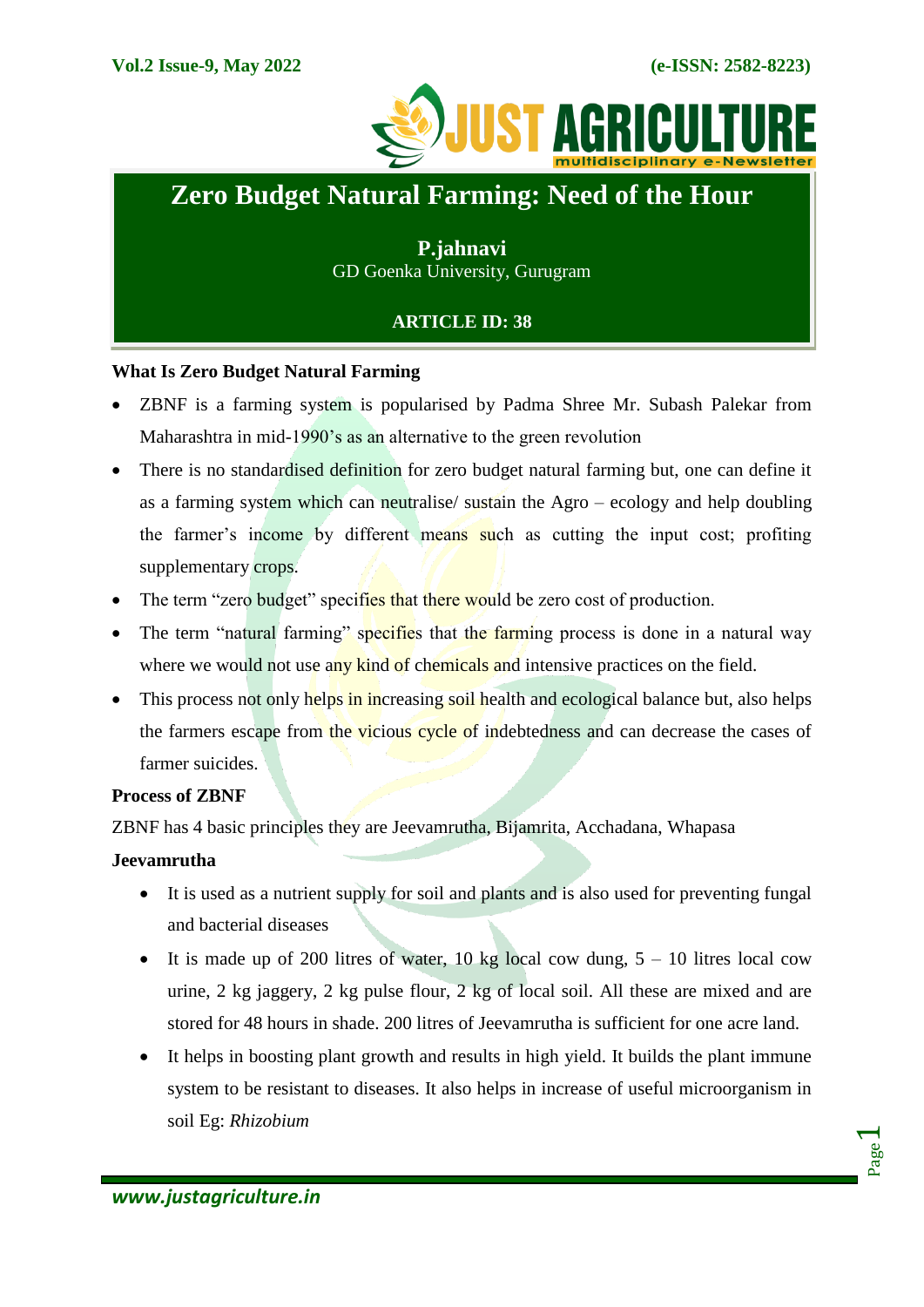# Zero Budget Natural Farming: Need of the Hour

**P.jahnavi**
GD Goenka University, Gurugram

**ARTICLE ID: 38**

### What Is Zero Budget Natural Farming

- ZBNF is a farming system is popularised by Padma Shree Mr. Subash Palekar from Maharashtra in mid-1990's as an alternative to the green revolution
- There is no standardised definition for zero budget natural farming but, one can define it as a farming system which can neutralise/ sustain the Agro – ecology and help doubling the farmer's income by different means such as cutting the input cost; profiting supplementary crops.
- The term "zero budget" specifies that there would be zero cost of production.
- The term "natural farming" specifies that the farming process is done in a natural way where we would not use any kind of chemicals and intensive practices on the field.
- This process not only helps in increasing soil health and ecological balance but, also helps the farmers escape from the vicious cycle of indebtedness and can decrease the cases of farmer suicides.

### Process of ZBNF

ZBNF has 4 basic principles they are Jeevamrutha, Bijamrita, Acchadana, Whapasa

### Jeevamrutha

- It is used as a nutrient supply for soil and plants and is also used for preventing fungal and bacterial diseases
- It is made up of 200 litres of water, 10 kg local cow dung, 5 – 10 litres local cow urine, 2 kg jaggery, 2 kg pulse flour, 2 kg of local soil. All these are mixed and are stored for 48 hours in shade. 200 litres of Jeevamrutha is sufficient for one acre land.
- It helps in boosting plant growth and results in high yield. It builds the plant immune system to be resistant to diseases. It also helps in increase of useful microorganism in soil Eg: *Rhizobium*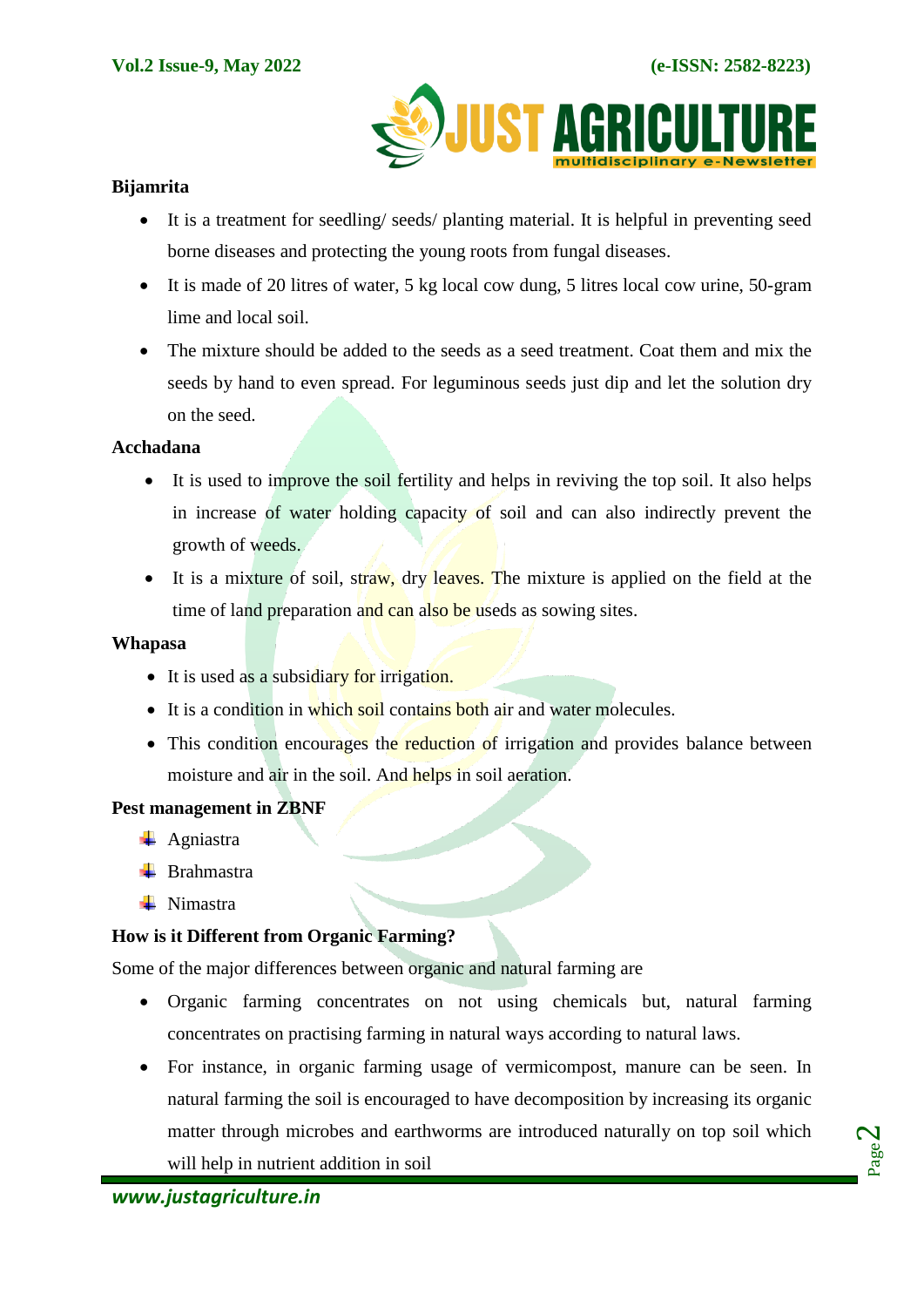**Bijamrita**

- It is a treatment for seedling/ seeds/ planting material. It is helpful in preventing seed borne diseases and protecting the young roots from fungal diseases.
- It is made of 20 litres of water, 5 kg local cow dung, 5 litres local cow urine, 50-gram lime and local soil.
- The mixture should be added to the seeds as a seed treatment. Coat them and mix the seeds by hand to even spread. For leguminous seeds just dip and let the solution dry on the seed.

**Acchadana**

- It is used to improve the soil fertility and helps in reviving the top soil. It also helps in increase of water holding capacity of soil and can also indirectly prevent the growth of weeds.
- It is a mixture of soil, straw, dry leaves. The mixture is applied on the field at the time of land preparation and can also be useds as sowing sites.

**Whapasa**

- It is used as a subsidiary for irrigation.
- It is a condition in which soil contains both air and water molecules.
- This condition encourages the reduction of irrigation and provides balance between moisture and air in the soil. And helps in soil aeration.

**Pest management in ZBNF**

- Agniastra
- Brahmastra
- Nimastra

**How is it Different from Organic Farming?**

Some of the major differences between organic and natural farming are

- Organic farming concentrates on not using chemicals but, natural farming concentrates on practising farming in natural ways according to natural laws.
- For instance, in organic farming usage of vermicompost, manure can be seen. In natural farming the soil is encouraged to have decomposition by increasing its organic matter through microbes and earthworms are introduced naturally on top soil which will help in nutrient addition in soil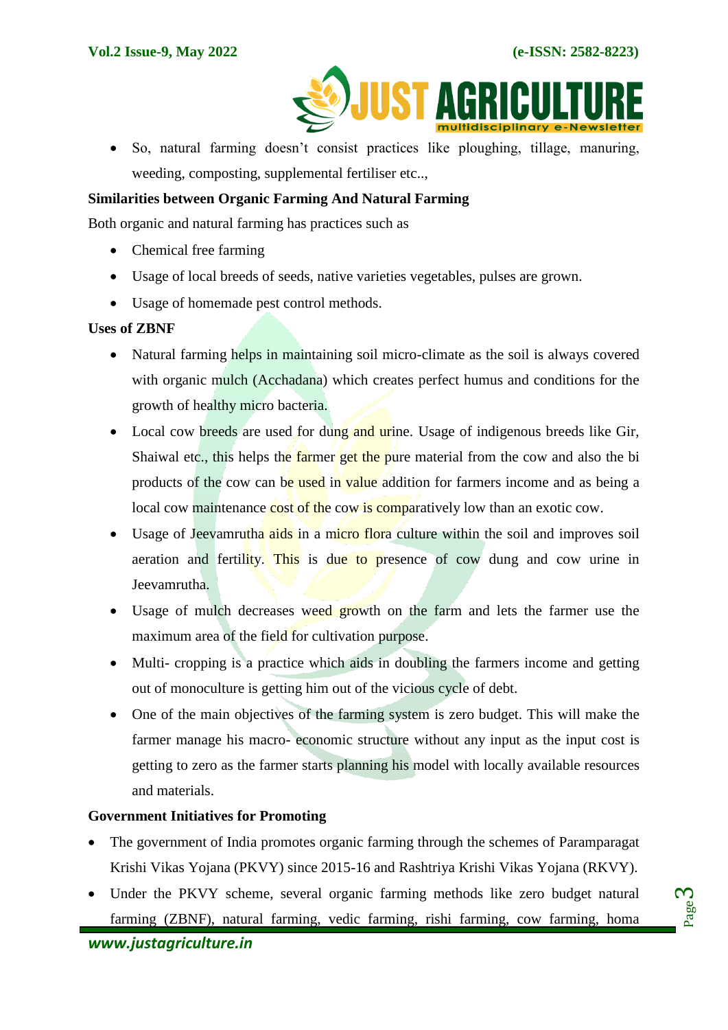- So, natural farming doesn't consist practices like ploughing, tillage, manuring, weeding, composting, supplemental fertiliser etc..,

**Similarities between Organic Farming And Natural Farming**

Both organic and natural farming has practices such as

- Chemical free farming
- Usage of local breeds of seeds, native varieties vegetables, pulses are grown.
- Usage of homemade pest control methods.

**Uses of ZBNF**

- Natural farming helps in maintaining soil micro-climate as the soil is always covered with organic mulch (Acchadana) which creates perfect humus and conditions for the growth of healthy micro bacteria.
- Local cow breeds are used for dung and urine. Usage of indigenous breeds like Gir, Shaiwal etc., this helps the farmer get the pure material from the cow and also the bi products of the cow can be used in value addition for farmers income and as being a local cow maintenance cost of the cow is comparatively low than an exotic cow.
- Usage of Jeevamrutha aids in a micro flora culture within the soil and improves soil aeration and fertility. This is due to presence of cow dung and cow urine in Jeevamrutha.
- Usage of mulch decreases weed growth on the farm and lets the farmer use the maximum area of the field for cultivation purpose.
- Multi- cropping is a practice which aids in doubling the farmers income and getting out of monoculture is getting him out of the vicious cycle of debt.
- One of the main objectives of the farming system is zero budget. This will make the farmer manage his macro- economic structure without any input as the input cost is getting to zero as the farmer starts planning his model with locally available resources and materials.

**Government Initiatives for Promoting**

- The government of India promotes organic farming through the schemes of Paramparagat Krishi Vikas Yojana (PKVY) since 2015-16 and Rashtriya Krishi Vikas Yojana (RKVY).
- Under the PKVY scheme, several organic farming methods like zero budget natural farming (ZBNF), natural farming, vedic farming, rishi farming, cow farming, homa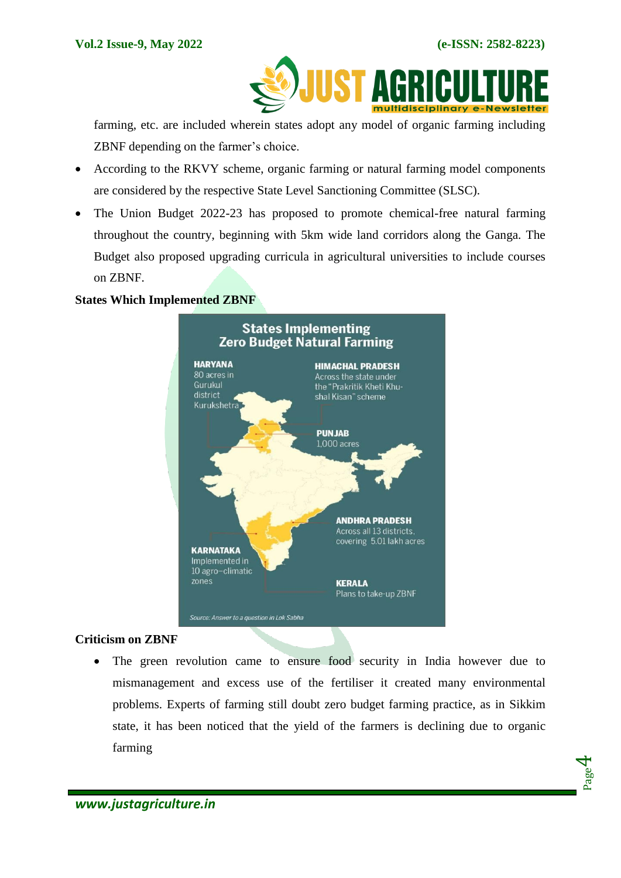farming, etc. are included wherein states adopt any model of organic farming including ZBNF depending on the farmer's choice.

- According to the RKVY scheme, organic farming or natural farming model components are considered by the respective State Level Sanctioning Committee (SLSC).
- The Union Budget 2022-23 has proposed to promote chemical-free natural farming throughout the country, beginning with 5km wide land corridors along the Ganga. The Budget also proposed upgrading curricula in agricultural universities to include courses on ZBNF.

**States Which Implemented ZBNF**

**States Implementing Zero Budget Natural Farming**

**HARYANA** 80 acres in Gurukul district Kurukshetra

**HIMACHAL PRADESH** Across the state under the "Prakritik Kheti Khushal Kisan" scheme

**PUNJAB** 1,000 acres

**ANDHRA PRADESH** Across all 13 districts, covering 5.01 lakh acres

**KARNATAKA** Implemented in 10 agro-climatic zones

**KERALA** Plans to take-up ZBNF

*Source: Answer to a question in Lok Sabha*

**Criticism on ZBNF**

- The green revolution came to ensure food security in India however due to mismanagement and excess use of the fertiliser it created many environmental problems. Experts of farming still doubt zero budget farming practice, as in Sikkim state, it has been noticed that the yield of the farmers is declining due to organic farming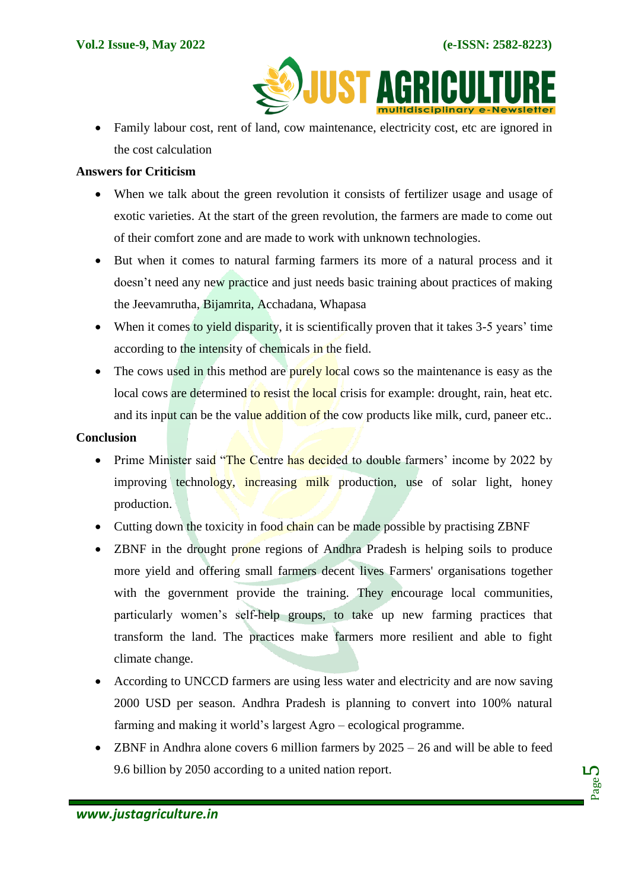- Family labour cost, rent of land, cow maintenance, electricity cost, etc are ignored in the cost calculation

**Answers for Criticism**

- When we talk about the green revolution it consists of fertilizer usage and usage of exotic varieties. At the start of the green revolution, the farmers are made to come out of their comfort zone and are made to work with unknown technologies.
- But when it comes to natural farming farmers its more of a natural process and it doesn't need any new practice and just needs basic training about practices of making the Jeevamrutha, Bijamrita, Acchadana, Whapasa
- When it comes to yield disparity, it is scientifically proven that it takes 3-5 years' time according to the intensity of chemicals in the field.
- The cows used in this method are purely local cows so the maintenance is easy as the local cows are determined to resist the local crisis for example: drought, rain, heat etc. and its input can be the value addition of the cow products like milk, curd, paneer etc..

**Conclusion**

- Prime Minister said "The Centre has decided to double farmers' income by 2022 by improving technology, increasing milk production, use of solar light, honey production.
- Cutting down the toxicity in food chain can be made possible by practising ZBNF
- ZBNF in the drought prone regions of Andhra Pradesh is helping soils to produce more yield and offering small farmers decent lives Farmers' organisations together with the government provide the training. They encourage local communities, particularly women's self-help groups, to take up new farming practices that transform the land. The practices make farmers more resilient and able to fight climate change.
- According to UNCCD farmers are using less water and electricity and are now saving 2000 USD per season. Andhra Pradesh is planning to convert into 100% natural farming and making it world's largest Agro – ecological programme.
- ZBNF in Andhra alone covers 6 million farmers by 2025 – 26 and will be able to feed 9.6 billion by 2050 according to a united nation report.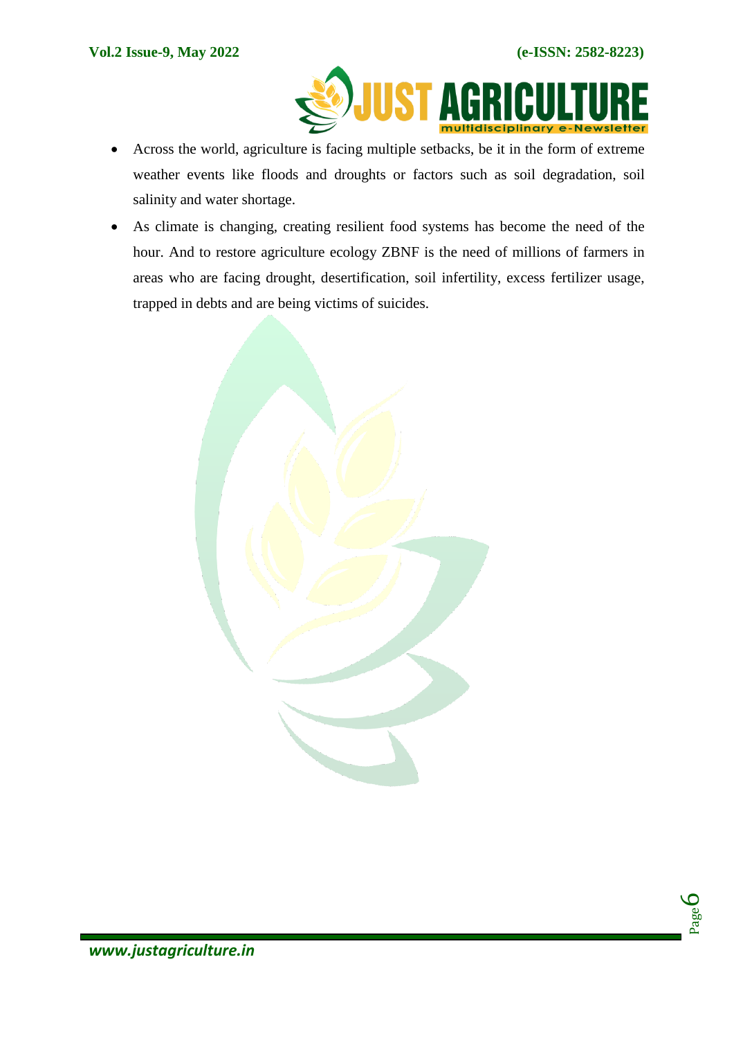- Across the world, agriculture is facing multiple setbacks, be it in the form of extreme weather events like floods and droughts or factors such as soil degradation, soil salinity and water shortage.
- As climate is changing, creating resilient food systems has become the need of the hour. And to restore agriculture ecology ZBNF is the need of millions of farmers in areas who are facing drought, desertification, soil infertility, excess fertilizer usage, trapped in debts and are being victims of suicides.